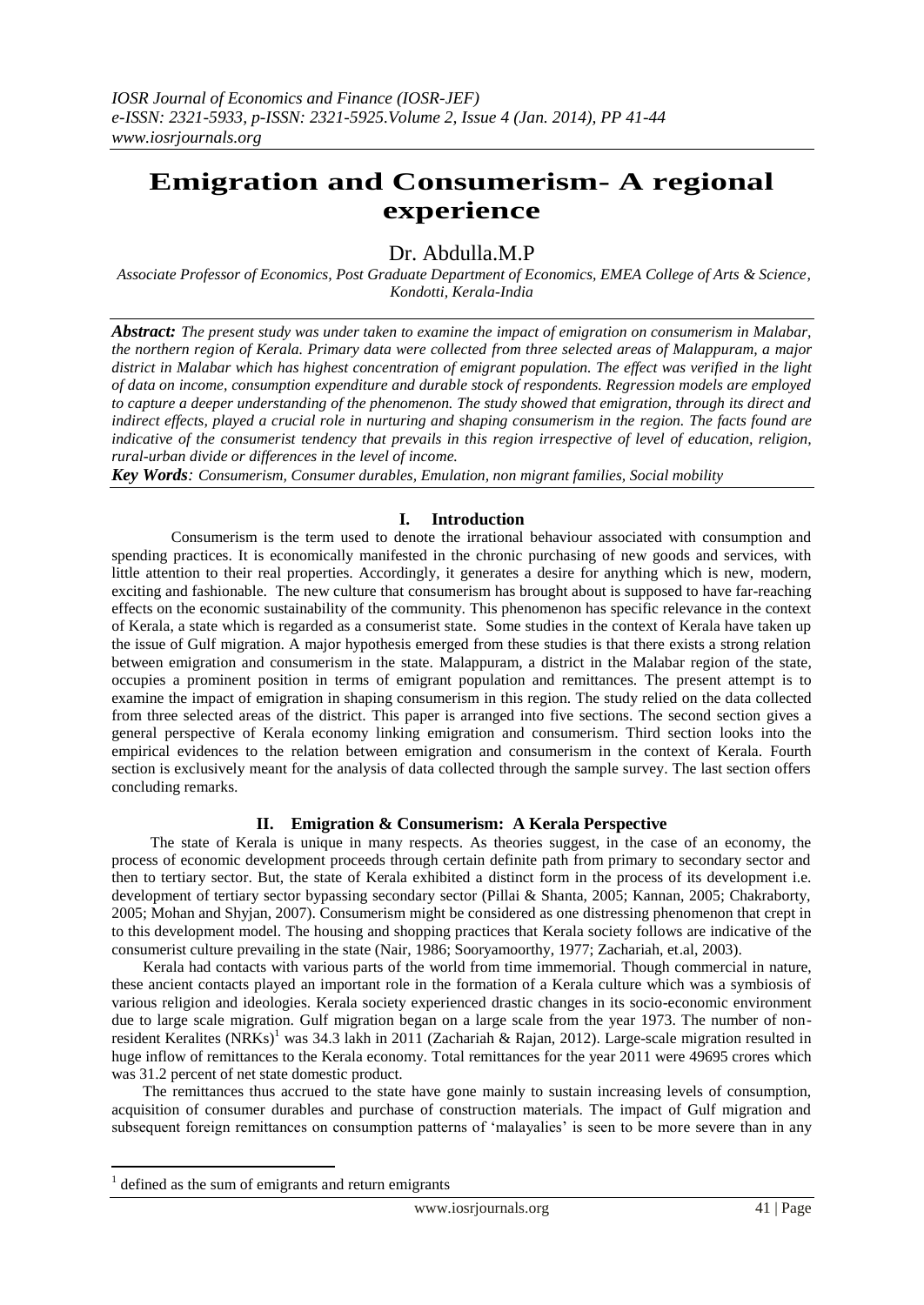# Emigration and Consumerism- A regional experience

Dr. Abdulla.M.P

*Associate Professor of Economics, Post Graduate Department of Economics, EMEA College of Arts & Science, Kondotti, Kerala-India*

***Abstract:*** *The present study was under taken to examine the impact of emigration on consumerism in Malabar, the northern region of Kerala. Primary data were collected from three selected areas of Malappuram, a major district in Malabar which has highest concentration of emigrant population. The effect was verified in the light of data on income, consumption expenditure and durable stock of respondents. Regression models are employed to capture a deeper understanding of the phenomenon. The study showed that emigration, through its direct and indirect effects, played a crucial role in nurturing and shaping consumerism in the region. The facts found are indicative of the consumerist tendency that prevails in this region irrespective of level of education, religion, rural-urban divide or differences in the level of income.*

***Key Words****: Consumerism, Consumer durables, Emulation, non migrant families, Social mobility*

## I. Introduction

Consumerism is the term used to denote the irrational behaviour associated with consumption and spending practices. It is economically manifested in the chronic purchasing of new goods and services, with little attention to their real properties. Accordingly, it generates a desire for anything which is new, modern, exciting and fashionable. The new culture that consumerism has brought about is supposed to have far-reaching effects on the economic sustainability of the community. This phenomenon has specific relevance in the context of Kerala, a state which is regarded as a consumerist state. Some studies in the context of Kerala have taken up the issue of Gulf migration. A major hypothesis emerged from these studies is that there exists a strong relation between emigration and consumerism in the state. Malappuram, a district in the Malabar region of the state, occupies a prominent position in terms of emigrant population and remittances. The present attempt is to examine the impact of emigration in shaping consumerism in this region. The study relied on the data collected from three selected areas of the district. This paper is arranged into five sections. The second section gives a general perspective of Kerala economy linking emigration and consumerism. Third section looks into the empirical evidences to the relation between emigration and consumerism in the context of Kerala. Fourth section is exclusively meant for the analysis of data collected through the sample survey. The last section offers concluding remarks.

## II. Emigration & Consumerism: A Kerala Perspective

The state of Kerala is unique in many respects. As theories suggest, in the case of an economy, the process of economic development proceeds through certain definite path from primary to secondary sector and then to tertiary sector. But, the state of Kerala exhibited a distinct form in the process of its development i.e. development of tertiary sector bypassing secondary sector (Pillai & Shanta, 2005; Kannan, 2005; Chakraborty, 2005; Mohan and Shyjan, 2007). Consumerism might be considered as one distressing phenomenon that crept in to this development model. The housing and shopping practices that Kerala society follows are indicative of the consumerist culture prevailing in the state (Nair, 1986; Sooryamoorthy, 1977; Zachariah, et.al, 2003).

Kerala had contacts with various parts of the world from time immemorial. Though commercial in nature, these ancient contacts played an important role in the formation of a Kerala culture which was a symbiosis of various religion and ideologies. Kerala society experienced drastic changes in its socio-economic environment due to large scale migration. Gulf migration began on a large scale from the year 1973. The number of non-resident Keralites (NRKs)[1] was 34.3 lakh in 2011 (Zachariah & Rajan, 2012). Large-scale migration resulted in huge inflow of remittances to the Kerala economy. Total remittances for the year 2011 were 49695 crores which was 31.2 percent of net state domestic product.

The remittances thus accrued to the state have gone mainly to sustain increasing levels of consumption, acquisition of consumer durables and purchase of construction materials. The impact of Gulf migration and subsequent foreign remittances on consumption patterns of 'malayalies' is seen to be more severe than in any

[1] defined as the sum of emigrants and return emigrants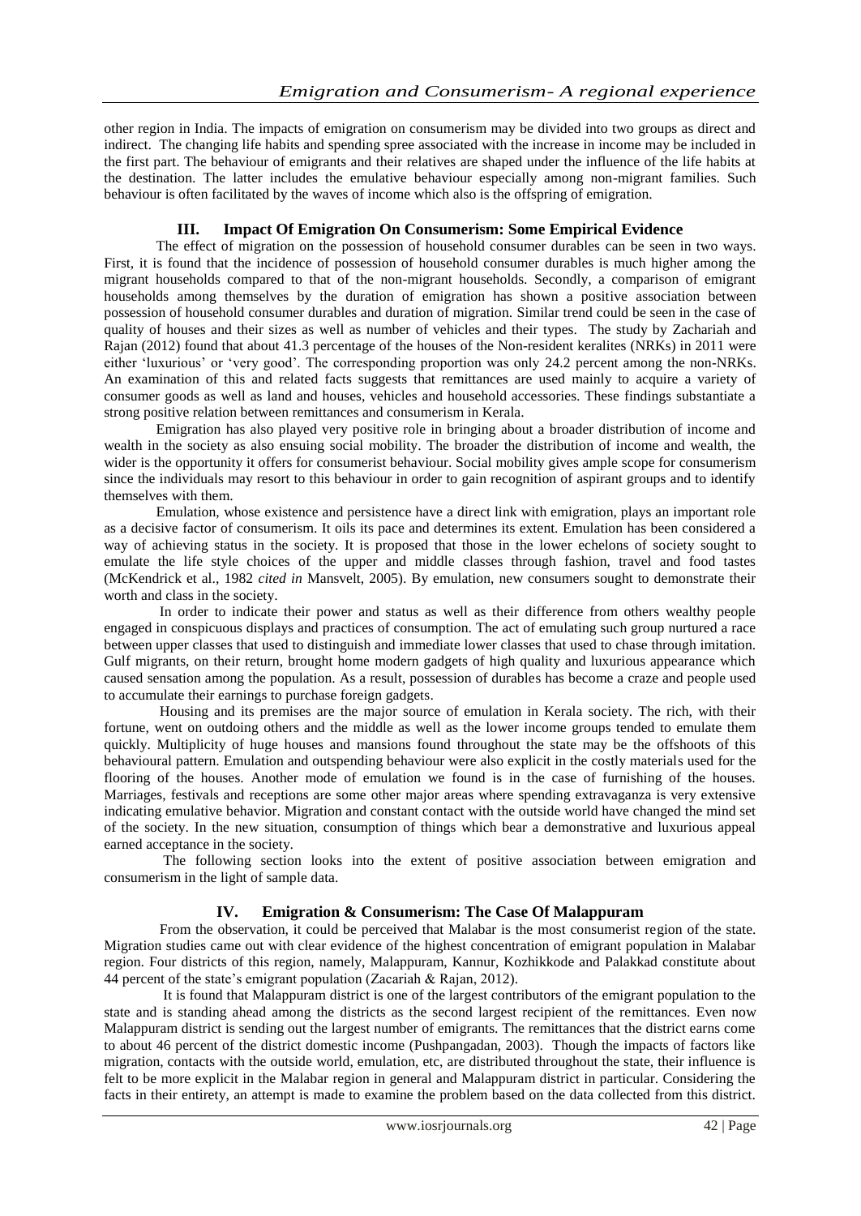other region in India. The impacts of emigration on consumerism may be divided into two groups as direct and indirect. The changing life habits and spending spree associated with the increase in income may be included in the first part. The behaviour of emigrants and their relatives are shaped under the influence of the life habits at the destination. The latter includes the emulative behaviour especially among non-migrant families. Such behaviour is often facilitated by the waves of income which also is the offspring of emigration.

## III. Impact Of Emigration On Consumerism: Some Empirical Evidence

The effect of migration on the possession of household consumer durables can be seen in two ways. First, it is found that the incidence of possession of household consumer durables is much higher among the migrant households compared to that of the non-migrant households. Secondly, a comparison of emigrant households among themselves by the duration of emigration has shown a positive association between possession of household consumer durables and duration of migration. Similar trend could be seen in the case of quality of houses and their sizes as well as number of vehicles and their types. The study by Zachariah and Rajan (2012) found that about 41.3 percentage of the houses of the Non-resident keralites (NRKs) in 2011 were either 'luxurious' or 'very good'. The corresponding proportion was only 24.2 percent among the non-NRKs. An examination of this and related facts suggests that remittances are used mainly to acquire a variety of consumer goods as well as land and houses, vehicles and household accessories. These findings substantiate a strong positive relation between remittances and consumerism in Kerala.

Emigration has also played very positive role in bringing about a broader distribution of income and wealth in the society as also ensuing social mobility. The broader the distribution of income and wealth, the wider is the opportunity it offers for consumerist behaviour. Social mobility gives ample scope for consumerism since the individuals may resort to this behaviour in order to gain recognition of aspirant groups and to identify themselves with them.

Emulation, whose existence and persistence have a direct link with emigration, plays an important role as a decisive factor of consumerism. It oils its pace and determines its extent. Emulation has been considered a way of achieving status in the society. It is proposed that those in the lower echelons of society sought to emulate the life style choices of the upper and middle classes through fashion, travel and food tastes (McKendrick et al., 1982 *cited in* Mansvelt, 2005). By emulation, new consumers sought to demonstrate their worth and class in the society.

In order to indicate their power and status as well as their difference from others wealthy people engaged in conspicuous displays and practices of consumption. The act of emulating such group nurtured a race between upper classes that used to distinguish and immediate lower classes that used to chase through imitation. Gulf migrants, on their return, brought home modern gadgets of high quality and luxurious appearance which caused sensation among the population. As a result, possession of durables has become a craze and people used to accumulate their earnings to purchase foreign gadgets.

Housing and its premises are the major source of emulation in Kerala society. The rich, with their fortune, went on outdoing others and the middle as well as the lower income groups tended to emulate them quickly. Multiplicity of huge houses and mansions found throughout the state may be the offshoots of this behavioural pattern. Emulation and outspending behaviour were also explicit in the costly materials used for the flooring of the houses. Another mode of emulation we found is in the case of furnishing of the houses. Marriages, festivals and receptions are some other major areas where spending extravaganza is very extensive indicating emulative behavior. Migration and constant contact with the outside world have changed the mind set of the society. In the new situation, consumption of things which bear a demonstrative and luxurious appeal earned acceptance in the society.

The following section looks into the extent of positive association between emigration and consumerism in the light of sample data.

## IV. Emigration & Consumerism: The Case Of Malappuram

From the observation, it could be perceived that Malabar is the most consumerist region of the state. Migration studies came out with clear evidence of the highest concentration of emigrant population in Malabar region. Four districts of this region, namely, Malappuram, Kannur, Kozhikkode and Palakkad constitute about 44 percent of the state's emigrant population (Zacariah & Rajan, 2012).

It is found that Malappuram district is one of the largest contributors of the emigrant population to the state and is standing ahead among the districts as the second largest recipient of the remittances. Even now Malappuram district is sending out the largest number of emigrants. The remittances that the district earns come to about 46 percent of the district domestic income (Pushpangadan, 2003). Though the impacts of factors like migration, contacts with the outside world, emulation, etc, are distributed throughout the state, their influence is felt to be more explicit in the Malabar region in general and Malappuram district in particular. Considering the facts in their entirety, an attempt is made to examine the problem based on the data collected from this district.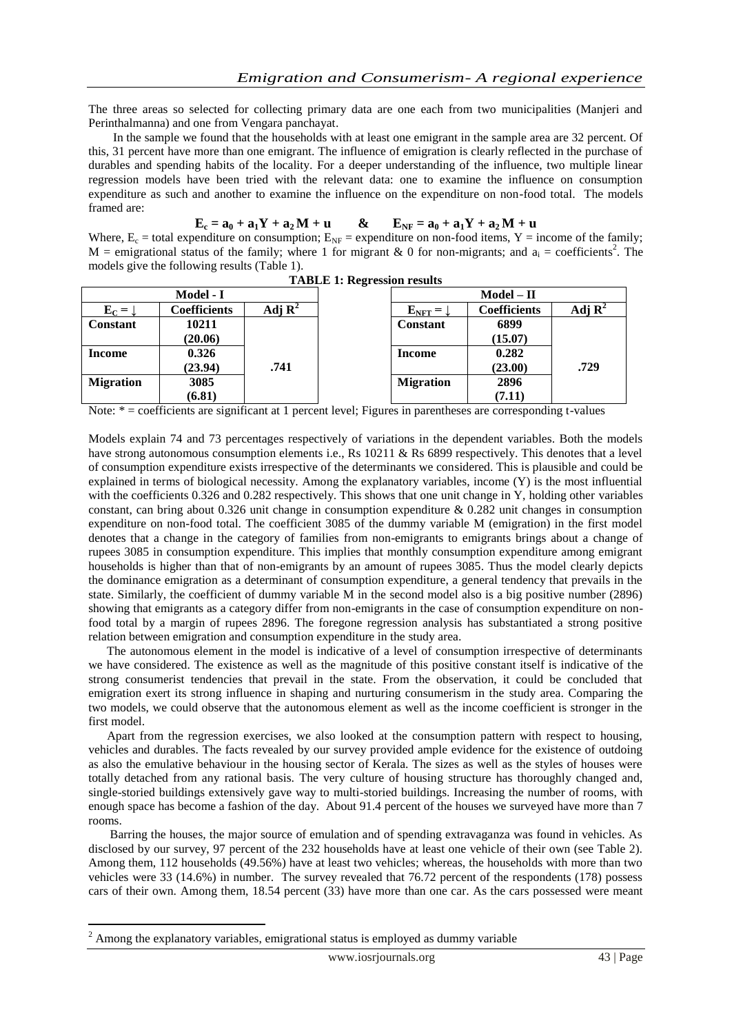The three areas so selected for collecting primary data are one each from two municipalities (Manjeri and Perinthalmanna) and one from Vengara panchayat.

In the sample we found that the households with at least one emigrant in the sample area are 32 percent. Of this, 31 percent have more than one emigrant. The influence of emigration is clearly reflected in the purchase of durables and spending habits of the locality. For a deeper understanding of the influence, two multiple linear regression models have been tried with the relevant data: one to examine the influence on consumption expenditure as such and another to examine the influence on the expenditure on non-food total. The models framed are:

$$E_c = a_0 + a_1 Y + a_2 M + u \quad \& \quad E_{NF} = a_0 + a_1 Y + a_2 M + u$$

Where, $E_c$ = total expenditure on consumption; $E_{NF}$ = expenditure on non-food items, Y = income of the family; M = emigrational status of the family; where 1 for migrant & 0 for non-migrants; and $a_i$ = coefficients[2]. The models give the following results (Table 1).

**TABLE 1: Regression results**

| Model - I | | | Model – II | | |
|---|---|---|---|---|---|
| $E_C$ = ↓ | **Coefficients** | **Adj $R^2$** | $E_{NFT}$ = ↓ | **Coefficients** | **Adj $R^2$** |
| **Constant** | **10211 (20.06)** | | **Constant** | **6899 (15.07)** | |
| **Income** | **0.326 (23.94)** | **.741** | **Income** | **0.282 (23.00)** | **.729** |
| **Migration** | **3085 (6.81)** | | **Migration** | **2896 (7.11)** | |

Note: * = coefficients are significant at 1 percent level; Figures in parentheses are corresponding t-values

Models explain 74 and 73 percentages respectively of variations in the dependent variables. Both the models have strong autonomous consumption elements i.e., Rs 10211 & Rs 6899 respectively. This denotes that a level of consumption expenditure exists irrespective of the determinants we considered. This is plausible and could be explained in terms of biological necessity. Among the explanatory variables, income (Y) is the most influential with the coefficients 0.326 and 0.282 respectively. This shows that one unit change in Y, holding other variables constant, can bring about 0.326 unit change in consumption expenditure & 0.282 unit changes in consumption expenditure on non-food total. The coefficient 3085 of the dummy variable M (emigration) in the first model denotes that a change in the category of families from non-emigrants to emigrants brings about a change of rupees 3085 in consumption expenditure. This implies that monthly consumption expenditure among emigrant households is higher than that of non-emigrants by an amount of rupees 3085. Thus the model clearly depicts the dominance emigration as a determinant of consumption expenditure, a general tendency that prevails in the state. Similarly, the coefficient of dummy variable M in the second model also is a big positive number (2896) showing that emigrants as a category differ from non-emigrants in the case of consumption expenditure on non-food total by a margin of rupees 2896. The foregone regression analysis has substantiated a strong positive relation between emigration and consumption expenditure in the study area.

The autonomous element in the model is indicative of a level of consumption irrespective of determinants we have considered. The existence as well as the magnitude of this positive constant itself is indicative of the strong consumerist tendencies that prevail in the state. From the observation, it could be concluded that emigration exert its strong influence in shaping and nurturing consumerism in the study area. Comparing the two models, we could observe that the autonomous element as well as the income coefficient is stronger in the first model.

Apart from the regression exercises, we also looked at the consumption pattern with respect to housing, vehicles and durables. The facts revealed by our survey provided ample evidence for the existence of outdoing as also the emulative behaviour in the housing sector of Kerala. The sizes as well as the styles of houses were totally detached from any rational basis. The very culture of housing structure has thoroughly changed and, single-storied buildings extensively gave way to multi-storied buildings. Increasing the number of rooms, with enough space has become a fashion of the day. About 91.4 percent of the houses we surveyed have more than 7 rooms.

Barring the houses, the major source of emulation and of spending extravaganza was found in vehicles. As disclosed by our survey, 97 percent of the 232 households have at least one vehicle of their own (see Table 2). Among them, 112 households (49.56%) have at least two vehicles; whereas, the households with more than two vehicles were 33 (14.6%) in number. The survey revealed that 76.72 percent of the respondents (178) possess cars of their own. Among them, 18.54 percent (33) have more than one car. As the cars possessed were meant

---

[2] Among the explanatory variables, emigrational status is employed as dummy variable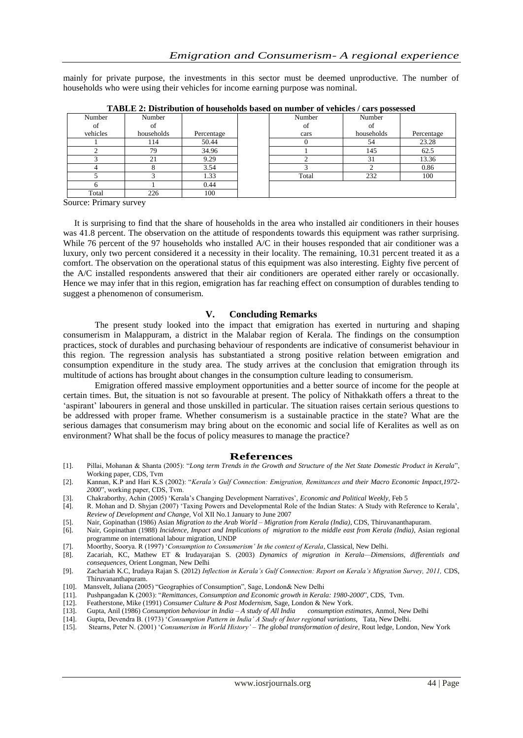mainly for private purpose, the investments in this sector must be deemed unproductive. The number of households who were using their vehicles for income earning purpose was nominal.

**TABLE 2: Distribution of households based on number of vehicles / cars possessed**

| Number of vehicles | Number of households | Percentage | | Number of cars | Number of households | Percentage |
|---|---|---|---|---|---|---|
| 1 | 114 | 50.44 | | 0 | 54 | 23.28 |
| 2 | 79 | 34.96 | | 1 | 145 | 62.5 |
| 3 | 21 | 9.29 | | 2 | 31 | 13.36 |
| 4 | 8 | 3.54 | | 3 | 2 | 0.86 |
| 5 | 3 | 1.33 | | Total | 232 | 100 |
| 6 | 1 | 0.44 | | | | |
| Total | 226 | 100 | | | | |

Source: Primary survey

It is surprising to find that the share of households in the area who installed air conditioners in their houses was 41.8 percent. The observation on the attitude of respondents towards this equipment was rather surprising. While 76 percent of the 97 households who installed A/C in their houses responded that air conditioner was a luxury, only two percent considered it a necessity in their locality. The remaining, 10.31 percent treated it as a comfort. The observation on the operational status of this equipment was also interesting. Eighty five percent of the A/C installed respondents answered that their air conditioners are operated either rarely or occasionally. Hence we may infer that in this region, emigration has far reaching effect on consumption of durables tending to suggest a phenomenon of consumerism.

## V. Concluding Remarks

The present study looked into the impact that emigration has exerted in nurturing and shaping consumerism in Malappuram, a district in the Malabar region of Kerala. The findings on the consumption practices, stock of durables and purchasing behaviour of respondents are indicative of consumerist behaviour in this region. The regression analysis has substantiated a strong positive relation between emigration and consumption expenditure in the study area. The study arrives at the conclusion that emigration through its multitude of actions has brought about changes in the consumption culture leading to consumerism.

Emigration offered massive employment opportunities and a better source of income for the people at certain times. But, the situation is not so favourable at present. The policy of Nithakkath offers a threat to the 'aspirant' labourers in general and those unskilled in particular. The situation raises certain serious questions to be addressed with proper frame. Whether consumerism is a sustainable practice in the state? What are the serious damages that consumerism may bring about on the economic and social life of Keralites as well as on environment? What shall be the focus of policy measures to manage the practice?

## References

[1]. Pillai, Mohanan & Shanta (2005): "*Long term Trends in the Growth and Structure of the Net State Domestic Product in Kerala*", Working paper, CDS, Tvm

[2]. Kannan, K.P and Hari K.S (2002): "*Kerala's Gulf Connection: Emigration, Remittances and their Macro Economic Impact,1972-2000*", working paper, CDS, Tvm.

[3]. Chakraborthy, Achin (2005) 'Kerala's Changing Development Narratives', *Economic and Political Weekly*, Feb 5

[4]. R. Mohan and D. Shyjan (2007) 'Taxing Powers and Developmental Role of the Indian States: A Study with Reference to Kerala', *Review of Development and Change*, Vol XII No.1 January to June 2007

[5]. Nair, Gopinathan (1986) Asian *Migration to the Arab World – Migration from Kerala (India)*, CDS, Thiruvananthapuram.

[6]. Nair, Gopinathan (1988) *Incidence, Impact and Implications of migration to the middle east from Kerala (India)*, Asian regional programme on international labour migration, UNDP

[7]. Moorthy, Soorya. R (1997) '*Consumption to Consumerism' In the context of Kerala*, Classical, New Delhi.

[8]. Zacariah, KC, Mathew ET & Irudayarajan S. (2003) *Dynamics of migration in Kerala—Dimensions, differentials and consequences*, Orient Longman, New Delhi

[9]. Zachariah K.C, Irudaya Rajan S. (2012) *Inflection in Kerala's Gulf Connection: Report on Kerala's Migration Survey, 2011,* CDS, Thiruvananthapuram.

[10]. Mansvelt, Juliana (2005) "Geographies of Consumption", Sage, London& New Delhi

[11]. Pushpangadan K (2003): "*Remittances, Consumption and Economic growth in Kerala: 1980-2000*", CDS, Tvm.

[12]. Featherstone, Mike (1991) *Consumer Culture & Post Modernism*, Sage, London & New York.

[13]. Gupta, Anil (1986) *Consumption behaviour in India – A study of All India consumption estimates*, Anmol, New Delhi

[14]. Gupta, Devendra B. (1973) '*Consumption Pattern in India' A Study of Inter regional variations,* Tata, New Delhi.

[15]. Stearns, Peter N. (2001) '*Consumerism in World History' – The global transformation of desire*, Rout ledge, London, New York